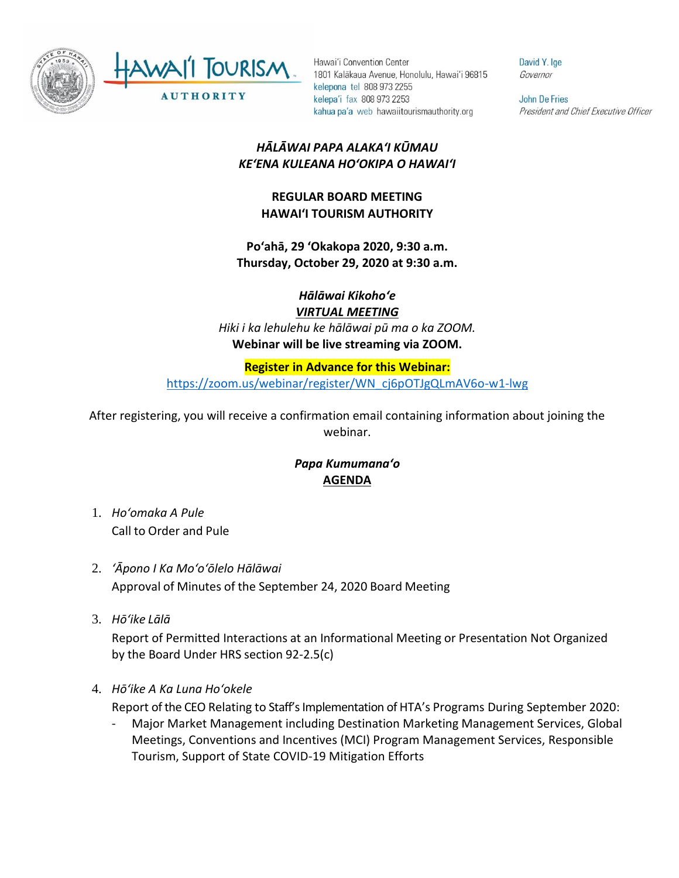Hawai'i Convention Center
1801 Kalākaua Avenue, Honolulu, Hawai'i 96815
kelepona tel 808 973 2255
kelepa'i fax 808 973 2253
kahua pa'a web hawaiitourismauthority.org

David Y. Ige
*Governor*

John De Fries
*President and Chief Executive Officer*

***HĀLĀWAI PAPA ALAKAʻI KŪMAU***
***KEʻENA KULEANA HOʻOKIPA O HAWAIʻI***

**REGULAR BOARD MEETING**
**HAWAIʻI TOURISM AUTHORITY**

**Poʻahā, 29 ʻOkakopa 2020, 9:30 a.m.**
**Thursday, October 29, 2020 at 9:30 a.m.**

***Hālāwai Kikohoʻe***
***VIRTUAL MEETING***
*Hiki i ka lehulehu ke hālāwai pū ma o ka ZOOM.*
**Webinar will be live streaming via ZOOM.**

**Register in Advance for this Webinar:**
https://zoom.us/webinar/register/WN_cj6pOTJgQLmAV6o-w1-lwg

After registering, you will receive a confirmation email containing information about joining the webinar.

***Papa Kumumanaʻo***
**AGENDA**

1. *Hoʻomaka A Pule*
   Call to Order and Pule

2. *ʻĀpono I Ka Moʻoʻōlelo Hālāwai*
   Approval of Minutes of the September 24, 2020 Board Meeting

3. *Hōʻike Lālā*
   Report of Permitted Interactions at an Informational Meeting or Presentation Not Organized by the Board Under HRS section 92-2.5(c)

4. *Hōʻike A Ka Luna Hoʻokele*
   Report of the CEO Relating to Staff's Implementation of HTA's Programs During September 2020:
   - Major Market Management including Destination Marketing Management Services, Global Meetings, Conventions and Incentives (MCI) Program Management Services, Responsible Tourism, Support of State COVID-19 Mitigation Efforts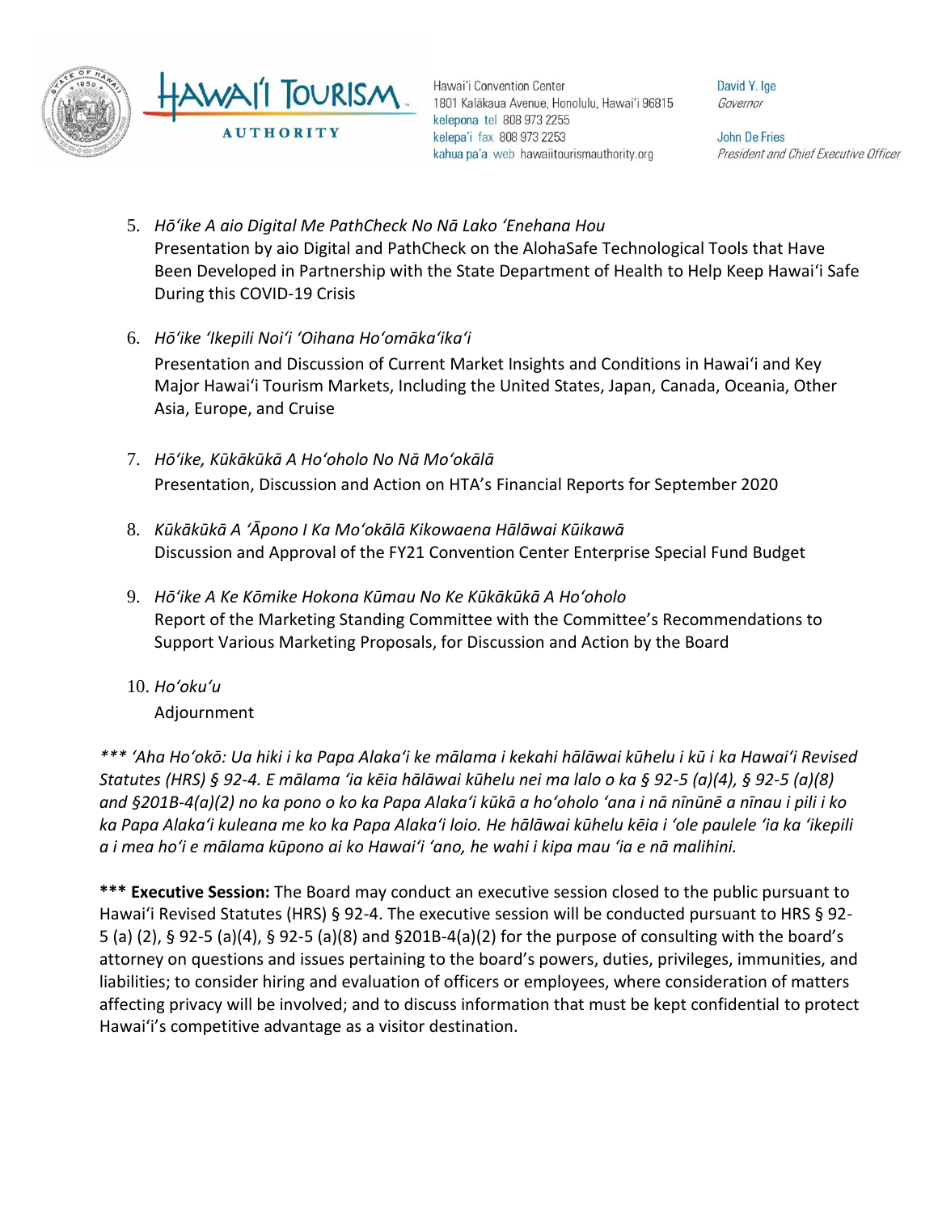5. *Hōʻike A aio Digital Me PathCheck No Nā Lako ʻEnehana Hou*
   Presentation by aio Digital and PathCheck on the AlohaSafe Technological Tools that Have Been Developed in Partnership with the State Department of Health to Help Keep Hawaiʻi Safe During this COVID-19 Crisis

6. *Hōʻike ʻIkepili Noiʻi ʻOihana Hoʻomākaʻikaʻi*
   Presentation and Discussion of Current Market Insights and Conditions in Hawaiʻi and Key Major Hawaiʻi Tourism Markets, Including the United States, Japan, Canada, Oceania, Other Asia, Europe, and Cruise

7. *Hōʻike, Kūkākūkā A Hoʻoholo No Nā Moʻokālā*
   Presentation, Discussion and Action on HTA's Financial Reports for September 2020

8. *Kūkākūkā A ʻĀpono I Ka Moʻokālā Kikowaena Hālāwai Kūikawā*
   Discussion and Approval of the FY21 Convention Center Enterprise Special Fund Budget

9. *Hōʻike A Ke Kōmike Hokona Kūmau No Ke Kūkākūkā A Hoʻoholo*
   Report of the Marketing Standing Committee with the Committee's Recommendations to Support Various Marketing Proposals, for Discussion and Action by the Board

10. *Hoʻokuʻu*
    Adjournment

*\*\*\* ʻAha Hoʻokō: Ua hiki i ka Papa Alakaʻi ke mālama i kekahi hālāwai kūhelu i kū i ka Hawaiʻi Revised Statutes (HRS) § 92-4. E mālama ʻia kēia hālāwai kūhelu nei ma lalo o ka § 92-5 (a)(4), § 92-5 (a)(8) and §201B-4(a)(2) no ka pono o ko ka Papa Alakaʻi kūkā a hoʻoholo ʻana i nā nīnūnē a nīnau i pili i ko ka Papa Alakaʻi kuleana me ko ka Papa Alakaʻi loio. He hālāwai kūhelu kēia i ʻole paulele ʻia ka ʻikepili a i mea hoʻi e mālama kūpono ai ko Hawaiʻi ʻano, he wahi i kipa mau ʻia e nā malihini.*

**\*\*\* Executive Session:** The Board may conduct an executive session closed to the public pursuant to Hawaiʻi Revised Statutes (HRS) § 92-4. The executive session will be conducted pursuant to HRS § 92-5 (a) (2), § 92-5 (a)(4), § 92-5 (a)(8) and §201B-4(a)(2) for the purpose of consulting with the board's attorney on questions and issues pertaining to the board's powers, duties, privileges, immunities, and liabilities; to consider hiring and evaluation of officers or employees, where consideration of matters affecting privacy will be involved; and to discuss information that must be kept confidential to protect Hawaiʻi's competitive advantage as a visitor destination.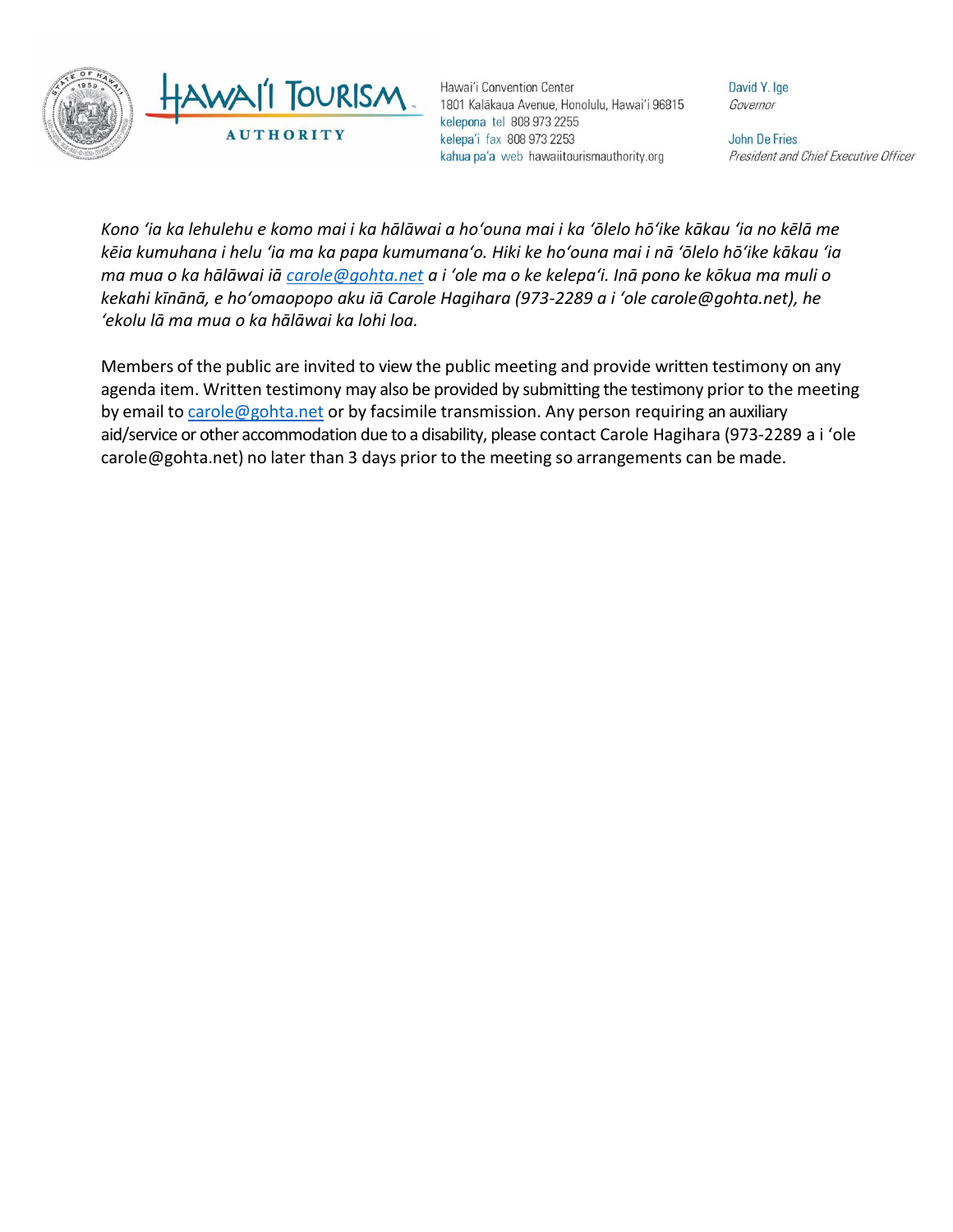Hawai'i Convention Center
1801 Kalākaua Avenue, Honolulu, Hawai'i 96815
kelepona tel 808 973 2255
kelepa'i fax 808 973 2253
kahua pa'a web hawaiitourismauthority.org

David Y. Ige
*Governor*

John De Fries
*President and Chief Executive Officer*

*Kono ʻia ka lehulehu e komo mai i ka hālāwai a hoʻouna mai i ka ʻōlelo hōʻike kākau ʻia no kēlā me kēia kumuhana i helu ʻia ma ka papa kumumanaʻo. Hiki ke hoʻouna mai i nā ʻōlelo hōʻike kākau ʻia ma mua o ka hālāwai iā carole@gohta.net a i ʻole ma o ke kelepaʻi. Inā pono ke kōkua ma muli o kekahi kīnānā, e hoʻomaopopo aku iā Carole Hagihara (973-2289 a i ʻole carole@gohta.net), he ʻekolu lā ma mua o ka hālāwai ka lohi loa.*

Members of the public are invited to view the public meeting and provide written testimony on any agenda item. Written testimony may also be provided by submitting the testimony prior to the meeting by email to carole@gohta.net or by facsimile transmission. Any person requiring an auxiliary aid/service or other accommodation due to a disability, please contact Carole Hagihara (973-2289 a i ʻole carole@gohta.net) no later than 3 days prior to the meeting so arrangements can be made.